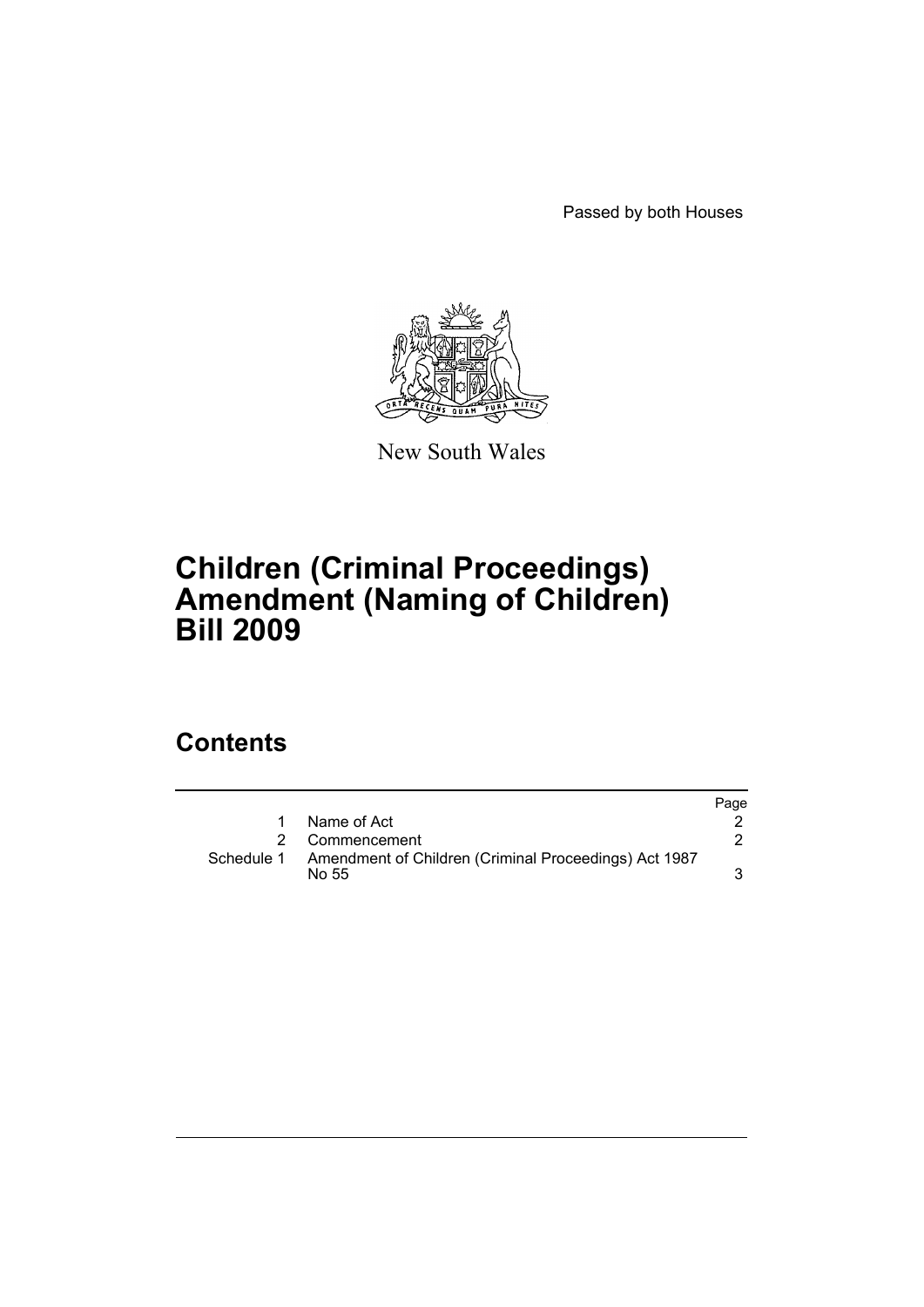Passed by both Houses

New South Wales

# Children (Criminal Proceedings) Amendment (Naming of Children) Bill 2009

## Contents

| | | Page |
|---|---|---|
| 1 | Name of Act | 2 |
| 2 | Commencement | 2 |
| Schedule 1 | Amendment of Children (Criminal Proceedings) Act 1987 No 55 | 3 |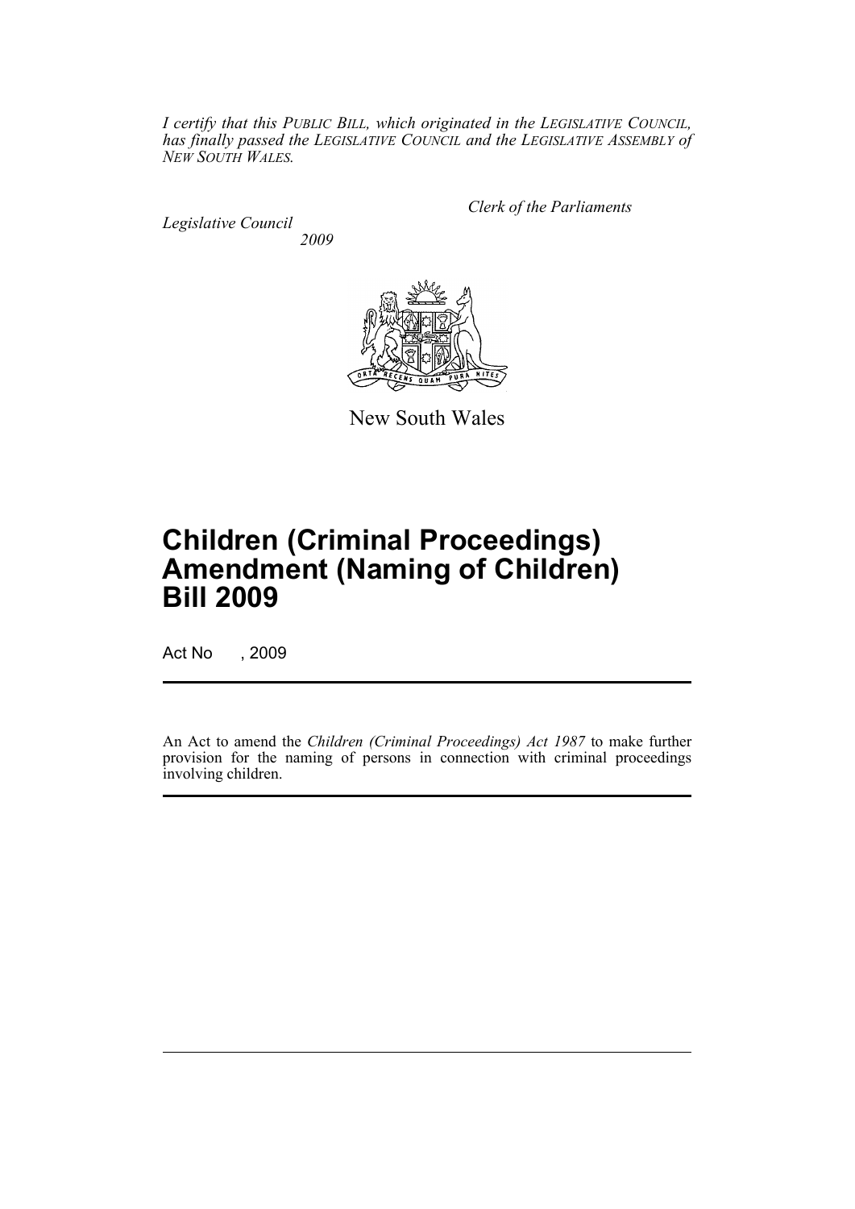*I certify that this PUBLIC BILL, which originated in the LEGISLATIVE COUNCIL, has finally passed the LEGISLATIVE COUNCIL and the LEGISLATIVE ASSEMBLY of NEW SOUTH WALES.*

*Clerk of the Parliaments*

*Legislative Council*
*2009*

New South Wales

# Children (Criminal Proceedings) Amendment (Naming of Children) Bill 2009

Act No , 2009

An Act to amend the *Children (Criminal Proceedings) Act 1987* to make further provision for the naming of persons in connection with criminal proceedings involving children.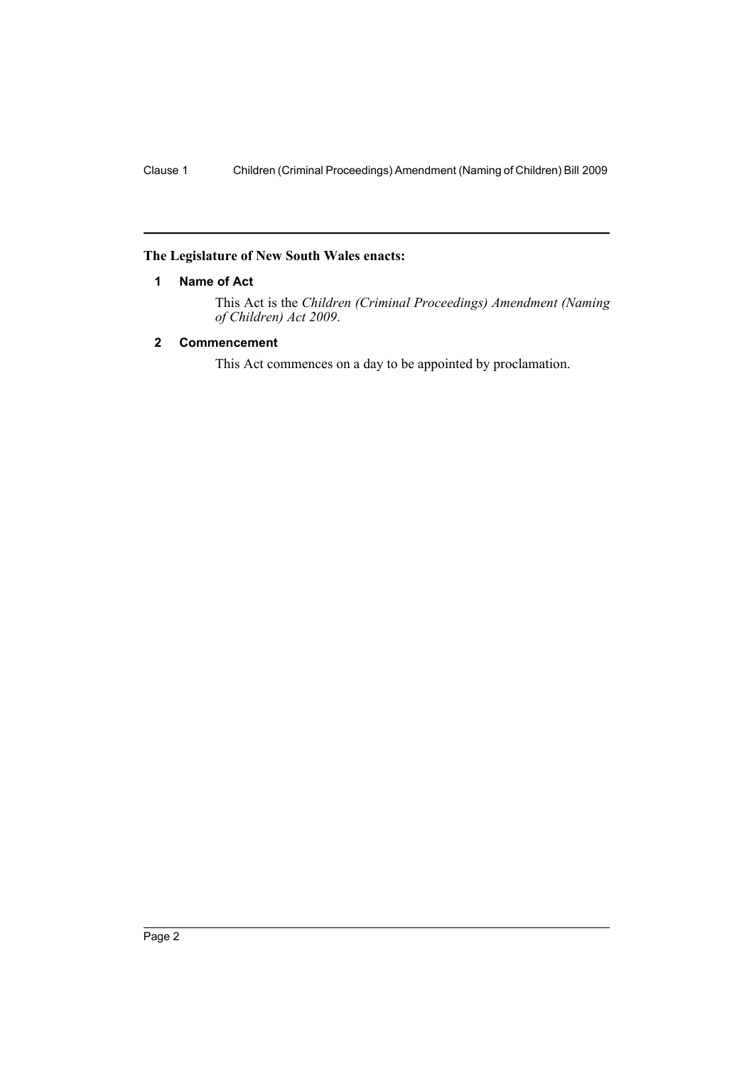**The Legislature of New South Wales enacts:**

## 1 Name of Act

This Act is the *Children (Criminal Proceedings) Amendment (Naming of Children) Act 2009*.

## 2 Commencement

This Act commences on a day to be appointed by proclamation.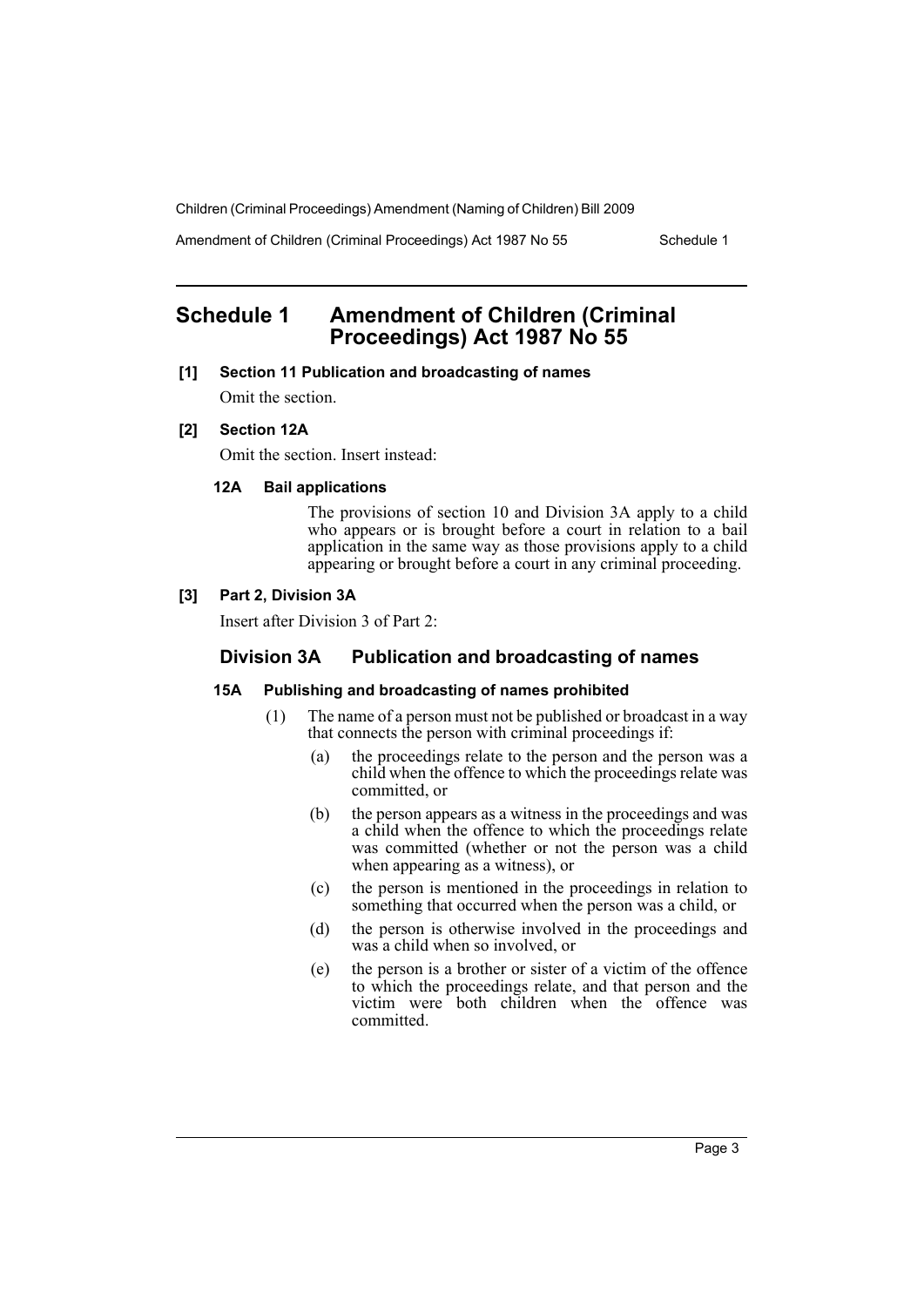# Schedule 1 Amendment of Children (Criminal Proceedings) Act 1987 No 55

**[1] Section 11 Publication and broadcasting of names**

Omit the section.

**[2] Section 12A**

Omit the section. Insert instead:

**12A Bail applications**

The provisions of section 10 and Division 3A apply to a child who appears or is brought before a court in relation to a bail application in the same way as those provisions apply to a child appearing or brought before a court in any criminal proceeding.

**[3] Part 2, Division 3A**

Insert after Division 3 of Part 2:

## Division 3A Publication and broadcasting of names

**15A Publishing and broadcasting of names prohibited**

(1) The name of a person must not be published or broadcast in a way that connects the person with criminal proceedings if:

(a) the proceedings relate to the person and the person was a child when the offence to which the proceedings relate was committed, or

(b) the person appears as a witness in the proceedings and was a child when the offence to which the proceedings relate was committed (whether or not the person was a child when appearing as a witness), or

(c) the person is mentioned in the proceedings in relation to something that occurred when the person was a child, or

(d) the person is otherwise involved in the proceedings and was a child when so involved, or

(e) the person is a brother or sister of a victim of the offence to which the proceedings relate, and that person and the victim were both children when the offence was committed.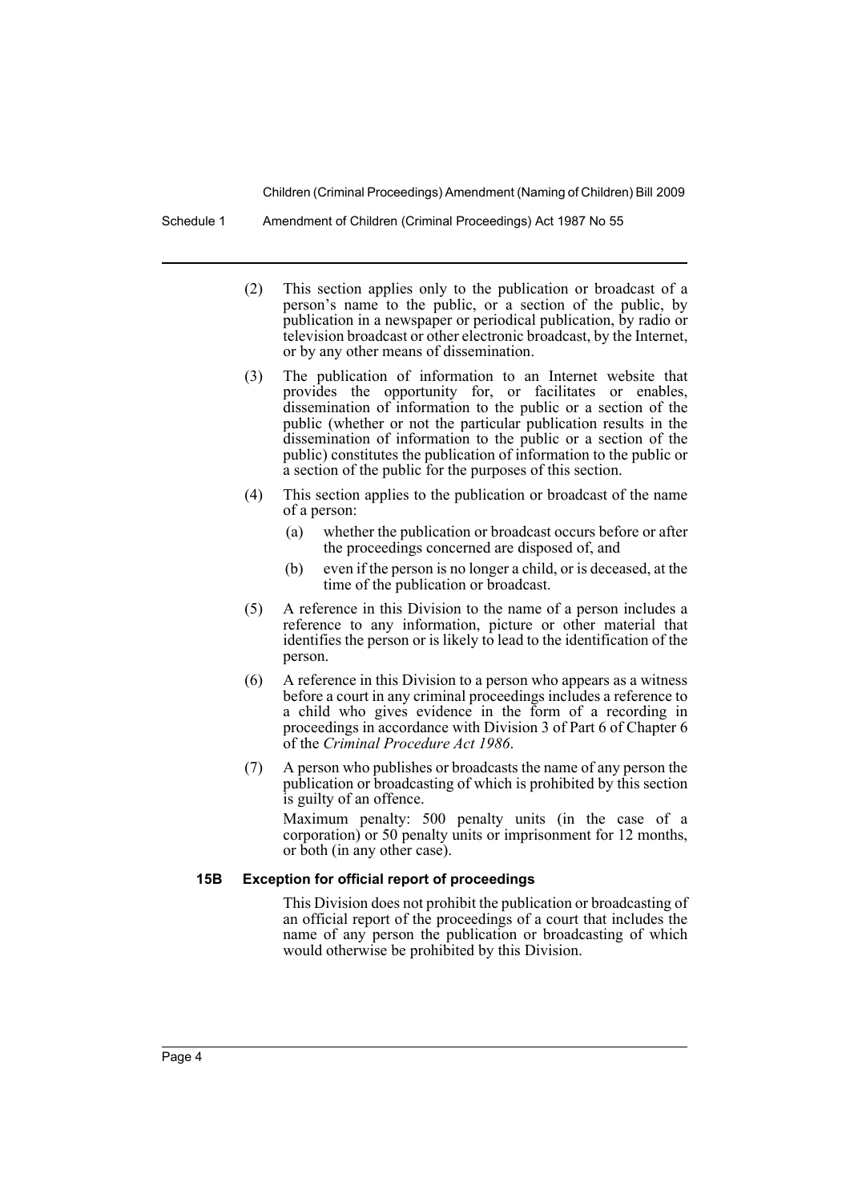(2) This section applies only to the publication or broadcast of a person's name to the public, or a section of the public, by publication in a newspaper or periodical publication, by radio or television broadcast or other electronic broadcast, by the Internet, or by any other means of dissemination.

(3) The publication of information to an Internet website that provides the opportunity for, or facilitates or enables, dissemination of information to the public or a section of the public (whether or not the particular publication results in the dissemination of information to the public or a section of the public) constitutes the publication of information to the public or a section of the public for the purposes of this section.

(4) This section applies to the publication or broadcast of the name of a person:

(a) whether the publication or broadcast occurs before or after the proceedings concerned are disposed of, and

(b) even if the person is no longer a child, or is deceased, at the time of the publication or broadcast.

(5) A reference in this Division to the name of a person includes a reference to any information, picture or other material that identifies the person or is likely to lead to the identification of the person.

(6) A reference in this Division to a person who appears as a witness before a court in any criminal proceedings includes a reference to a child who gives evidence in the form of a recording in proceedings in accordance with Division 3 of Part 6 of Chapter 6 of the *Criminal Procedure Act 1986*.

(7) A person who publishes or broadcasts the name of any person the publication or broadcasting of which is prohibited by this section is guilty of an offence.

Maximum penalty: 500 penalty units (in the case of a corporation) or 50 penalty units or imprisonment for 12 months, or both (in any other case).

**15B Exception for official report of proceedings**

This Division does not prohibit the publication or broadcasting of an official report of the proceedings of a court that includes the name of any person the publication or broadcasting of which would otherwise be prohibited by this Division.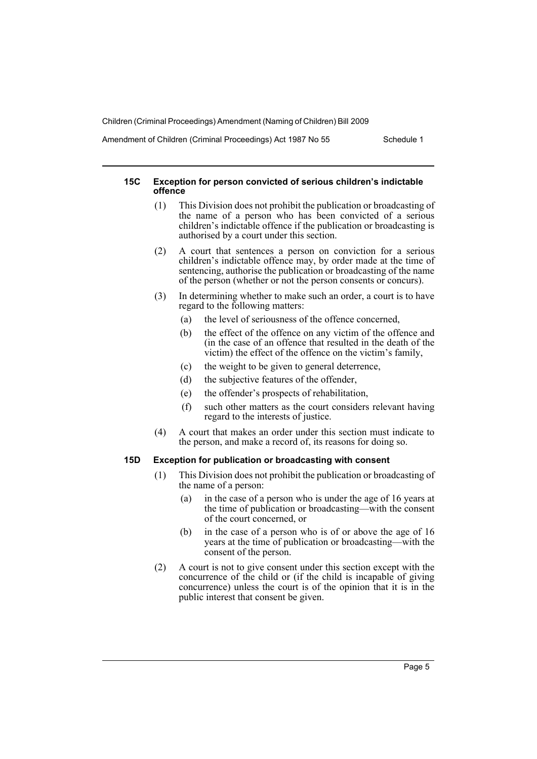#### 15C Exception for person convicted of serious children's indictable offence

(1) This Division does not prohibit the publication or broadcasting of the name of a person who has been convicted of a serious children's indictable offence if the publication or broadcasting is authorised by a court under this section.

(2) A court that sentences a person on conviction for a serious children's indictable offence may, by order made at the time of sentencing, authorise the publication or broadcasting of the name of the person (whether or not the person consents or concurs).

(3) In determining whether to make such an order, a court is to have regard to the following matters:

- (a) the level of seriousness of the offence concerned,
- (b) the effect of the offence on any victim of the offence and (in the case of an offence that resulted in the death of the victim) the effect of the offence on the victim's family,
- (c) the weight to be given to general deterrence,
- (d) the subjective features of the offender,
- (e) the offender's prospects of rehabilitation,
- (f) such other matters as the court considers relevant having regard to the interests of justice.

(4) A court that makes an order under this section must indicate to the person, and make a record of, its reasons for doing so.

#### 15D Exception for publication or broadcasting with consent

(1) This Division does not prohibit the publication or broadcasting of the name of a person:

- (a) in the case of a person who is under the age of 16 years at the time of publication or broadcasting—with the consent of the court concerned, or
- (b) in the case of a person who is of or above the age of 16 years at the time of publication or broadcasting—with the consent of the person.

(2) A court is not to give consent under this section except with the concurrence of the child or (if the child is incapable of giving concurrence) unless the court is of the opinion that it is in the public interest that consent be given.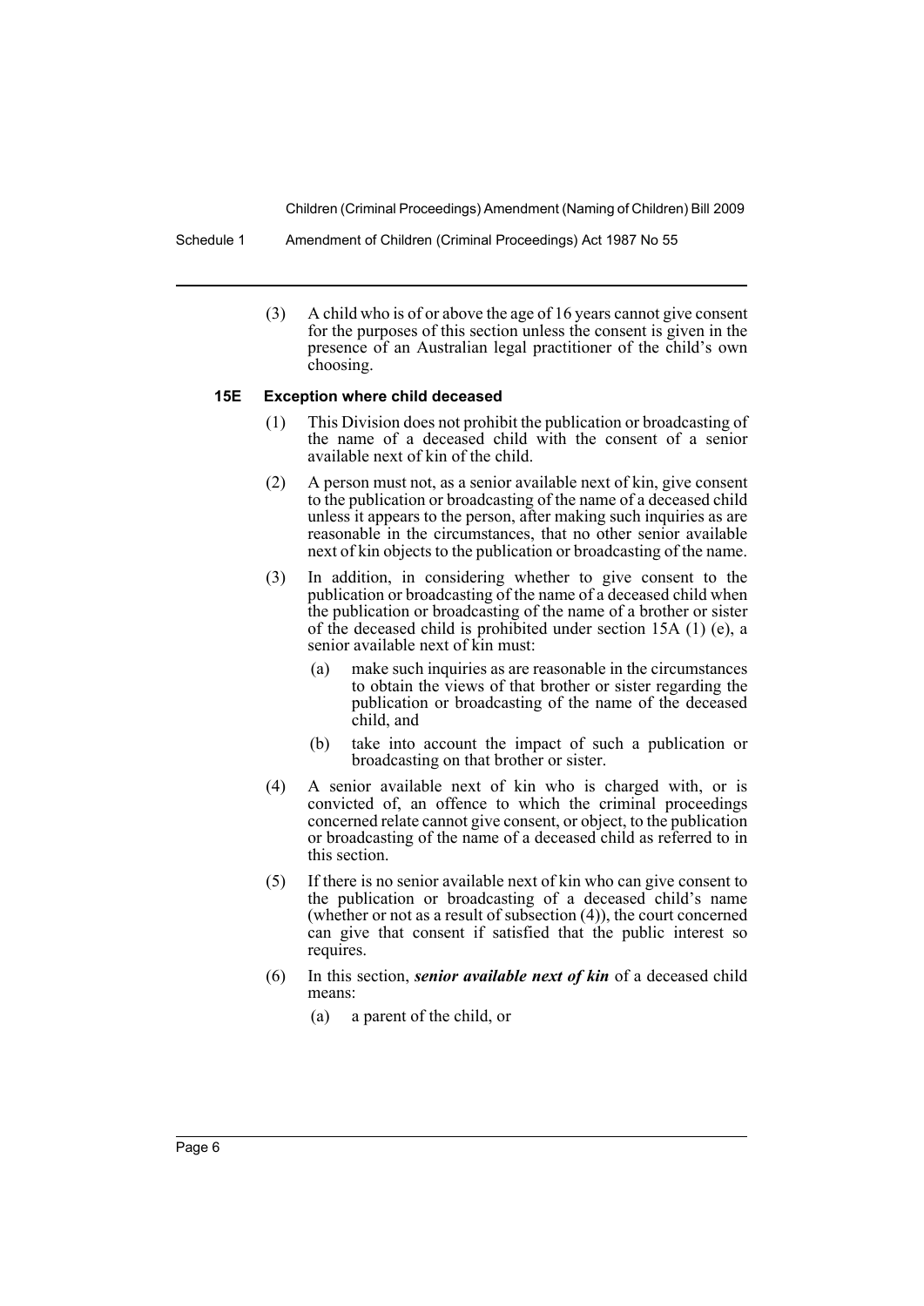(3) A child who is of or above the age of 16 years cannot give consent for the purposes of this section unless the consent is given in the presence of an Australian legal practitioner of the child's own choosing.

#### 15E Exception where child deceased

(1) This Division does not prohibit the publication or broadcasting of the name of a deceased child with the consent of a senior available next of kin of the child.

(2) A person must not, as a senior available next of kin, give consent to the publication or broadcasting of the name of a deceased child unless it appears to the person, after making such inquiries as are reasonable in the circumstances, that no other senior available next of kin objects to the publication or broadcasting of the name.

(3) In addition, in considering whether to give consent to the publication or broadcasting of the name of a deceased child when the publication or broadcasting of the name of a brother or sister of the deceased child is prohibited under section 15A (1) (e), a senior available next of kin must:

- (a) make such inquiries as are reasonable in the circumstances to obtain the views of that brother or sister regarding the publication or broadcasting of the name of the deceased child, and
- (b) take into account the impact of such a publication or broadcasting on that brother or sister.

(4) A senior available next of kin who is charged with, or is convicted of, an offence to which the criminal proceedings concerned relate cannot give consent, or object, to the publication or broadcasting of the name of a deceased child as referred to in this section.

(5) If there is no senior available next of kin who can give consent to the publication or broadcasting of a deceased child's name (whether or not as a result of subsection (4)), the court concerned can give that consent if satisfied that the public interest so requires.

(6) In this section, ***senior available next of kin*** of a deceased child means:

- (a) a parent of the child, or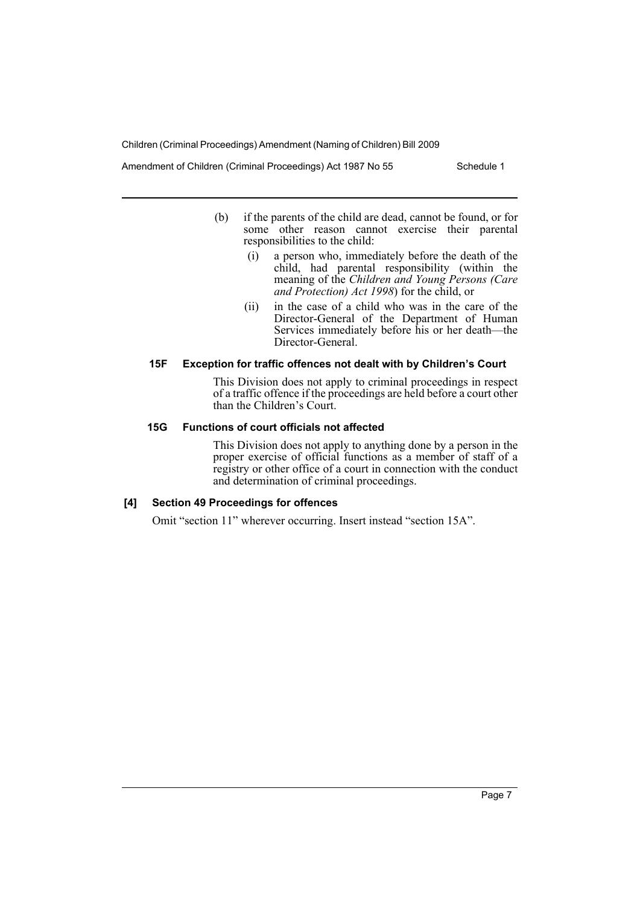(b) if the parents of the child are dead, cannot be found, or for some other reason cannot exercise their parental responsibilities to the child:

   (i) a person who, immediately before the death of the child, had parental responsibility (within the meaning of the *Children and Young Persons (Care and Protection) Act 1998*) for the child, or

   (ii) in the case of a child who was in the care of the Director-General of the Department of Human Services immediately before his or her death—the Director-General.

#### 15F Exception for traffic offences not dealt with by Children's Court

This Division does not apply to criminal proceedings in respect of a traffic offence if the proceedings are held before a court other than the Children's Court.

#### 15G Functions of court officials not affected

This Division does not apply to anything done by a person in the proper exercise of official functions as a member of staff of a registry or other office of a court in connection with the conduct and determination of criminal proceedings.

### [4] Section 49 Proceedings for offences

Omit "section 11" wherever occurring. Insert instead "section 15A".